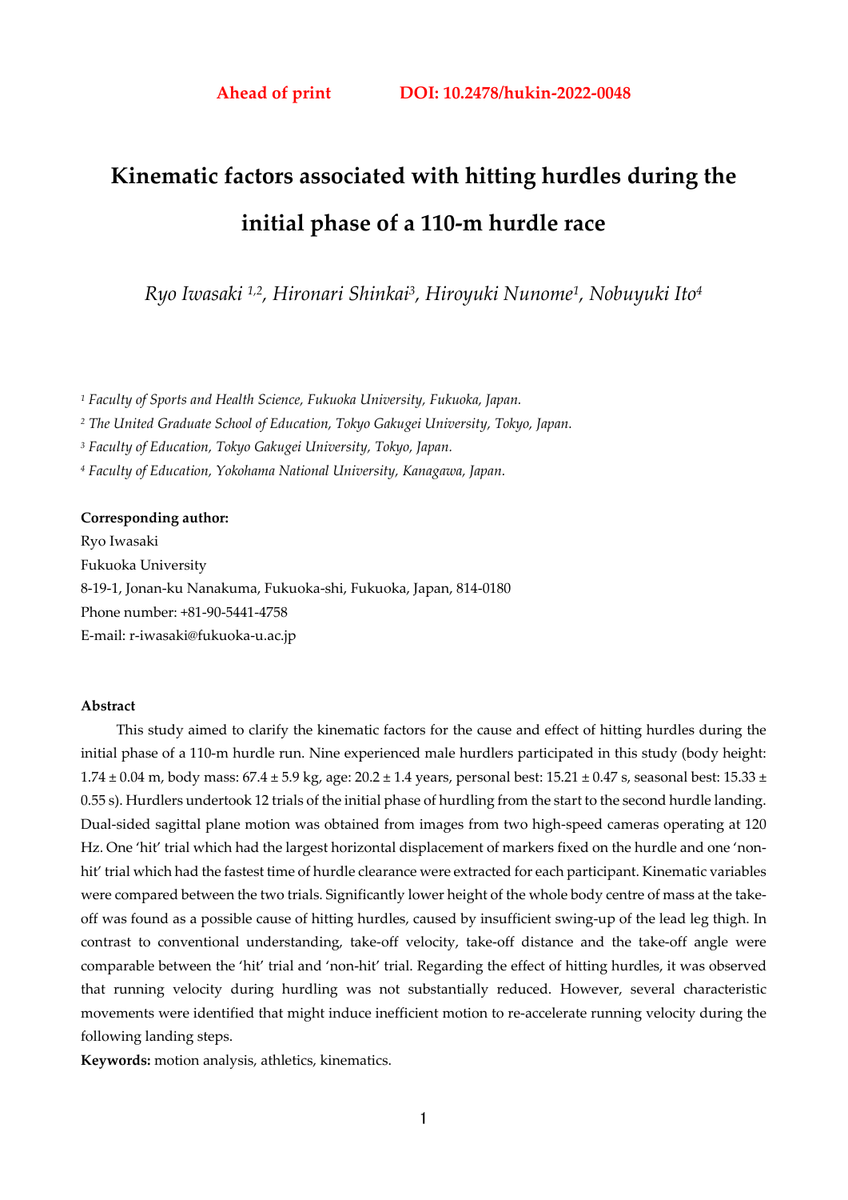**Ahead of print** **DOI: 10.2478/hukin-2022-0048**

# Kinematic factors associated with hitting hurdles during the initial phase of a 110-m hurdle race

*Ryo Iwasaki [1,2], Hironari Shinkai[3], Hiroyuki Nunome[1], Nobuyuki Ito[4]*

*[1] Faculty of Sports and Health Science, Fukuoka University, Fukuoka, Japan.*

*[2] The United Graduate School of Education, Tokyo Gakugei University, Tokyo, Japan.*

*[3] Faculty of Education, Tokyo Gakugei University, Tokyo, Japan.*

*[4] Faculty of Education, Yokohama National University, Kanagawa, Japan.*

**Corresponding author:**
Ryo Iwasaki
Fukuoka University
8-19-1, Jonan-ku Nanakuma, Fukuoka-shi, Fukuoka, Japan, 814-0180
Phone number: +81-90-5441-4758
E-mail: r-iwasaki@fukuoka-u.ac.jp

**Abstract**

This study aimed to clarify the kinematic factors for the cause and effect of hitting hurdles during the initial phase of a 110-m hurdle run. Nine experienced male hurdlers participated in this study (body height: 1.74 ± 0.04 m, body mass: 67.4 ± 5.9 kg, age: 20.2 ± 1.4 years, personal best: 15.21 ± 0.47 s, seasonal best: 15.33 ± 0.55 s). Hurdlers undertook 12 trials of the initial phase of hurdling from the start to the second hurdle landing. Dual-sided sagittal plane motion was obtained from images from two high-speed cameras operating at 120 Hz. One 'hit' trial which had the largest horizontal displacement of markers fixed on the hurdle and one 'non-hit' trial which had the fastest time of hurdle clearance were extracted for each participant. Kinematic variables were compared between the two trials. Significantly lower height of the whole body centre of mass at the take-off was found as a possible cause of hitting hurdles, caused by insufficient swing-up of the lead leg thigh. In contrast to conventional understanding, take-off velocity, take-off distance and the take-off angle were comparable between the 'hit' trial and 'non-hit' trial. Regarding the effect of hitting hurdles, it was observed that running velocity during hurdling was not substantially reduced. However, several characteristic movements were identified that might induce inefficient motion to re-accelerate running velocity during the following landing steps.

**Keywords:** motion analysis, athletics, kinematics.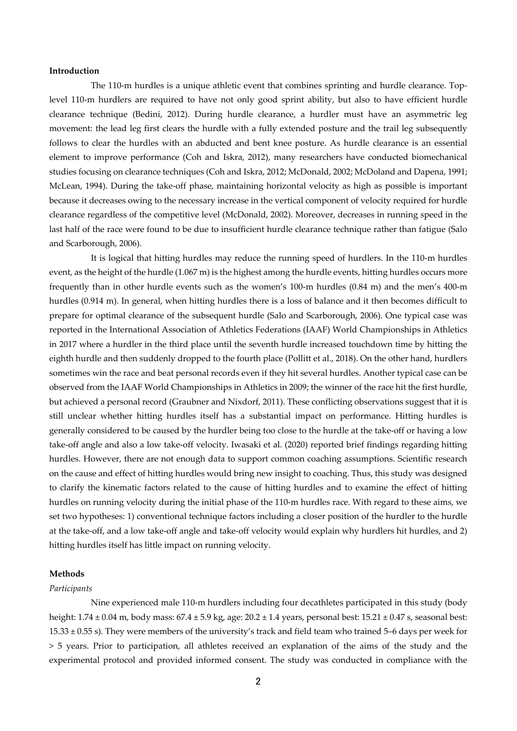## Introduction

The 110-m hurdles is a unique athletic event that combines sprinting and hurdle clearance. Top-level 110-m hurdlers are required to have not only good sprint ability, but also to have efficient hurdle clearance technique (Bedini, 2012). During hurdle clearance, a hurdler must have an asymmetric leg movement: the lead leg first clears the hurdle with a fully extended posture and the trail leg subsequently follows to clear the hurdles with an abducted and bent knee posture. As hurdle clearance is an essential element to improve performance (Coh and Iskra, 2012), many researchers have conducted biomechanical studies focusing on clearance techniques (Coh and Iskra, 2012; McDonald, 2002; McDoland and Dapena, 1991; McLean, 1994). During the take-off phase, maintaining horizontal velocity as high as possible is important because it decreases owing to the necessary increase in the vertical component of velocity required for hurdle clearance regardless of the competitive level (McDonald, 2002). Moreover, decreases in running speed in the last half of the race were found to be due to insufficient hurdle clearance technique rather than fatigue (Salo and Scarborough, 2006).

It is logical that hitting hurdles may reduce the running speed of hurdlers. In the 110-m hurdles event, as the height of the hurdle (1.067 m) is the highest among the hurdle events, hitting hurdles occurs more frequently than in other hurdle events such as the women's 100-m hurdles (0.84 m) and the men's 400-m hurdles (0.914 m). In general, when hitting hurdles there is a loss of balance and it then becomes difficult to prepare for optimal clearance of the subsequent hurdle (Salo and Scarborough, 2006). One typical case was reported in the International Association of Athletics Federations (IAAF) World Championships in Athletics in 2017 where a hurdler in the third place until the seventh hurdle increased touchdown time by hitting the eighth hurdle and then suddenly dropped to the fourth place (Pollitt et al., 2018). On the other hand, hurdlers sometimes win the race and beat personal records even if they hit several hurdles. Another typical case can be observed from the IAAF World Championships in Athletics in 2009; the winner of the race hit the first hurdle, but achieved a personal record (Graubner and Nixdorf, 2011). These conflicting observations suggest that it is still unclear whether hitting hurdles itself has a substantial impact on performance. Hitting hurdles is generally considered to be caused by the hurdler being too close to the hurdle at the take-off or having a low take-off angle and also a low take-off velocity. Iwasaki et al. (2020) reported brief findings regarding hitting hurdles. However, there are not enough data to support common coaching assumptions. Scientific research on the cause and effect of hitting hurdles would bring new insight to coaching. Thus, this study was designed to clarify the kinematic factors related to the cause of hitting hurdles and to examine the effect of hitting hurdles on running velocity during the initial phase of the 110-m hurdles race. With regard to these aims, we set two hypotheses: 1) conventional technique factors including a closer position of the hurdler to the hurdle at the take-off, and a low take-off angle and take-off velocity would explain why hurdlers hit hurdles, and 2) hitting hurdles itself has little impact on running velocity.

## Methods

### *Participants*

Nine experienced male 110-m hurdlers including four decathletes participated in this study (body height: 1.74 ± 0.04 m, body mass: 67.4 ± 5.9 kg, age: 20.2 ± 1.4 years, personal best: 15.21 ± 0.47 s, seasonal best: 15.33 ± 0.55 s). They were members of the university's track and field team who trained 5–6 days per week for > 5 years. Prior to participation, all athletes received an explanation of the aims of the study and the experimental protocol and provided informed consent. The study was conducted in compliance with the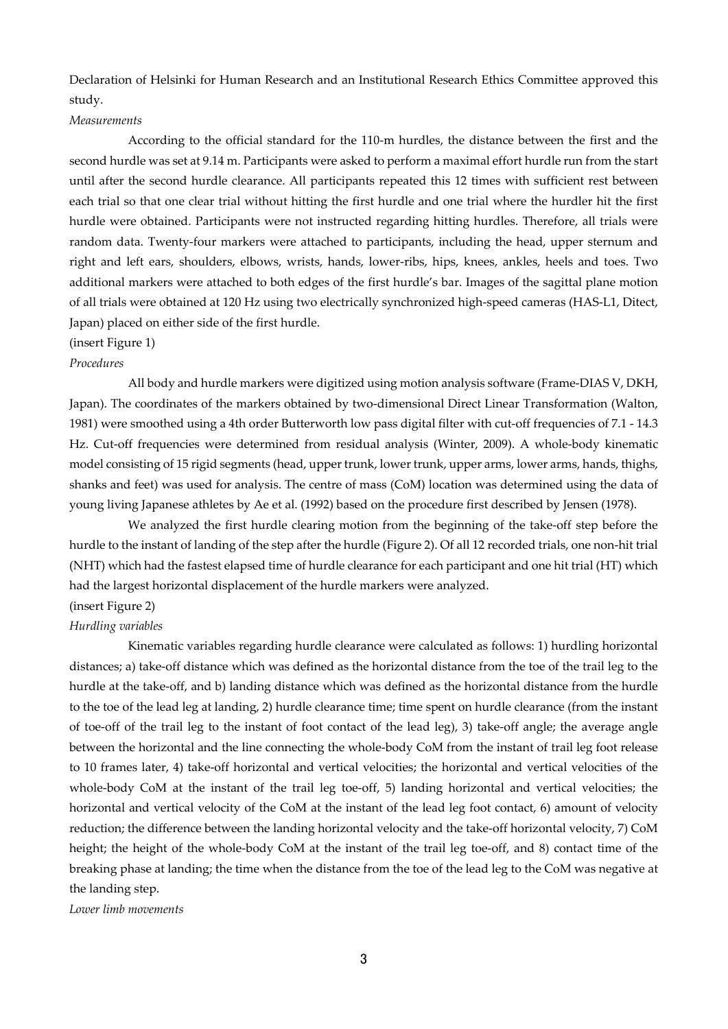Declaration of Helsinki for Human Research and an Institutional Research Ethics Committee approved this study.

*Measurements*

According to the official standard for the 110-m hurdles, the distance between the first and the second hurdle was set at 9.14 m. Participants were asked to perform a maximal effort hurdle run from the start until after the second hurdle clearance. All participants repeated this 12 times with sufficient rest between each trial so that one clear trial without hitting the first hurdle and one trial where the hurdler hit the first hurdle were obtained. Participants were not instructed regarding hitting hurdles. Therefore, all trials were random data. Twenty-four markers were attached to participants, including the head, upper sternum and right and left ears, shoulders, elbows, wrists, hands, lower-ribs, hips, knees, ankles, heels and toes. Two additional markers were attached to both edges of the first hurdle's bar. Images of the sagittal plane motion of all trials were obtained at 120 Hz using two electrically synchronized high-speed cameras (HAS-L1, Ditect, Japan) placed on either side of the first hurdle.

(insert Figure 1)

*Procedures*

All body and hurdle markers were digitized using motion analysis software (Frame-DIAS V, DKH, Japan). The coordinates of the markers obtained by two-dimensional Direct Linear Transformation (Walton, 1981) were smoothed using a 4th order Butterworth low pass digital filter with cut-off frequencies of 7.1 - 14.3 Hz. Cut-off frequencies were determined from residual analysis (Winter, 2009). A whole-body kinematic model consisting of 15 rigid segments (head, upper trunk, lower trunk, upper arms, lower arms, hands, thighs, shanks and feet) was used for analysis. The centre of mass (CoM) location was determined using the data of young living Japanese athletes by Ae et al. (1992) based on the procedure first described by Jensen (1978).

We analyzed the first hurdle clearing motion from the beginning of the take-off step before the hurdle to the instant of landing of the step after the hurdle (Figure 2). Of all 12 recorded trials, one non-hit trial (NHT) which had the fastest elapsed time of hurdle clearance for each participant and one hit trial (HT) which had the largest horizontal displacement of the hurdle markers were analyzed.

(insert Figure 2)

*Hurdling variables*

Kinematic variables regarding hurdle clearance were calculated as follows: 1) hurdling horizontal distances; a) take-off distance which was defined as the horizontal distance from the toe of the trail leg to the hurdle at the take-off, and b) landing distance which was defined as the horizontal distance from the hurdle to the toe of the lead leg at landing, 2) hurdle clearance time; time spent on hurdle clearance (from the instant of toe-off of the trail leg to the instant of foot contact of the lead leg), 3) take-off angle; the average angle between the horizontal and the line connecting the whole-body CoM from the instant of trail leg foot release to 10 frames later, 4) take-off horizontal and vertical velocities; the horizontal and vertical velocities of the whole-body CoM at the instant of the trail leg toe-off, 5) landing horizontal and vertical velocities; the horizontal and vertical velocity of the CoM at the instant of the lead leg foot contact, 6) amount of velocity reduction; the difference between the landing horizontal velocity and the take-off horizontal velocity, 7) CoM height; the height of the whole-body CoM at the instant of the trail leg toe-off, and 8) contact time of the breaking phase at landing; the time when the distance from the toe of the lead leg to the CoM was negative at the landing step.

*Lower limb movements*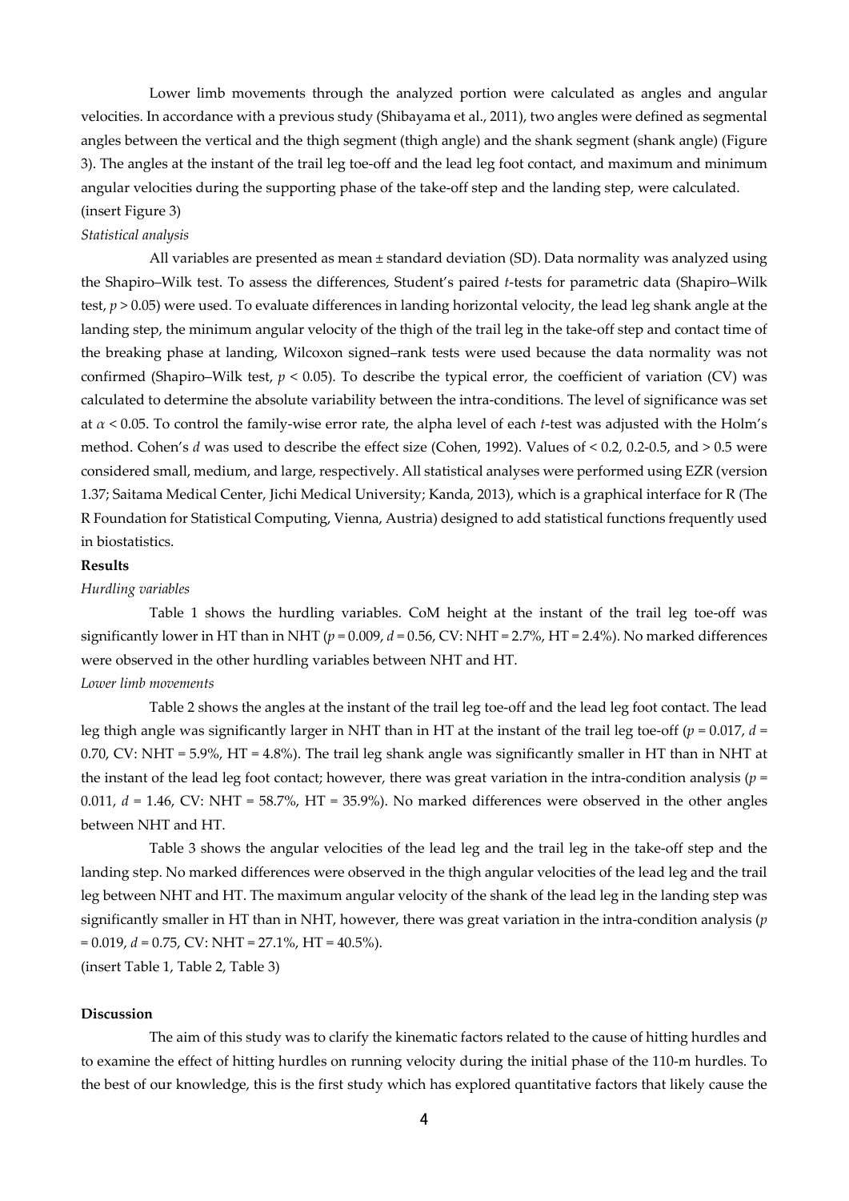Lower limb movements through the analyzed portion were calculated as angles and angular velocities. In accordance with a previous study (Shibayama et al., 2011), two angles were defined as segmental angles between the vertical and the thigh segment (thigh angle) and the shank segment (shank angle) (Figure 3). The angles at the instant of the trail leg toe-off and the lead leg foot contact, and maximum and minimum angular velocities during the supporting phase of the take-off step and the landing step, were calculated.

(insert Figure 3)

*Statistical analysis*

All variables are presented as mean ± standard deviation (SD). Data normality was analyzed using the Shapiro–Wilk test. To assess the differences, Student's paired *t*-tests for parametric data (Shapiro–Wilk test, $p > 0.05$) were used. To evaluate differences in landing horizontal velocity, the lead leg shank angle at the landing step, the minimum angular velocity of the thigh of the trail leg in the take-off step and contact time of the breaking phase at landing, Wilcoxon signed–rank tests were used because the data normality was not confirmed (Shapiro–Wilk test, $p < 0.05$). To describe the typical error, the coefficient of variation (CV) was calculated to determine the absolute variability between the intra-conditions. The level of significance was set at $\alpha < 0.05$. To control the family-wise error rate, the alpha level of each *t*-test was adjusted with the Holm's method. Cohen's *d* was used to describe the effect size (Cohen, 1992). Values of < 0.2, 0.2-0.5, and > 0.5 were considered small, medium, and large, respectively. All statistical analyses were performed using EZR (version 1.37; Saitama Medical Center, Jichi Medical University; Kanda, 2013), which is a graphical interface for R (The R Foundation for Statistical Computing, Vienna, Austria) designed to add statistical functions frequently used in biostatistics.

**Results**

*Hurdling variables*

Table 1 shows the hurdling variables. CoM height at the instant of the trail leg toe-off was significantly lower in HT than in NHT ($p = 0.009$, $d = 0.56$, CV: NHT = 2.7%, HT = 2.4%). No marked differences were observed in the other hurdling variables between NHT and HT.

*Lower limb movements*

Table 2 shows the angles at the instant of the trail leg toe-off and the lead leg foot contact. The lead leg thigh angle was significantly larger in NHT than in HT at the instant of the trail leg toe-off ($p = 0.017$, $d = 0.70$, CV: NHT = 5.9%, HT = 4.8%). The trail leg shank angle was significantly smaller in HT than in NHT at the instant of the lead leg foot contact; however, there was great variation in the intra-condition analysis ($p = 0.011$, $d = 1.46$, CV: NHT = 58.7%, HT = 35.9%). No marked differences were observed in the other angles between NHT and HT.

Table 3 shows the angular velocities of the lead leg and the trail leg in the take-off step and the landing step. No marked differences were observed in the thigh angular velocities of the lead leg and the trail leg between NHT and HT. The maximum angular velocity of the shank of the lead leg in the landing step was significantly smaller in HT than in NHT, however, there was great variation in the intra-condition analysis ($p = 0.019$, $d = 0.75$, CV: NHT = 27.1%, HT = 40.5%).

(insert Table 1, Table 2, Table 3)

**Discussion**

The aim of this study was to clarify the kinematic factors related to the cause of hitting hurdles and to examine the effect of hitting hurdles on running velocity during the initial phase of the 110-m hurdles. To the best of our knowledge, this is the first study which has explored quantitative factors that likely cause the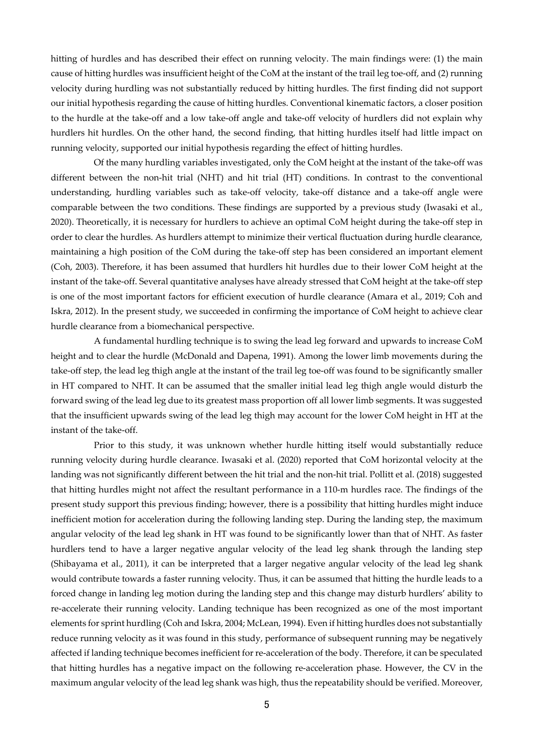hitting of hurdles and has described their effect on running velocity. The main findings were: (1) the main cause of hitting hurdles was insufficient height of the CoM at the instant of the trail leg toe-off, and (2) running velocity during hurdling was not substantially reduced by hitting hurdles. The first finding did not support our initial hypothesis regarding the cause of hitting hurdles. Conventional kinematic factors, a closer position to the hurdle at the take-off and a low take-off angle and take-off velocity of hurdlers did not explain why hurdlers hit hurdles. On the other hand, the second finding, that hitting hurdles itself had little impact on running velocity, supported our initial hypothesis regarding the effect of hitting hurdles.

Of the many hurdling variables investigated, only the CoM height at the instant of the take-off was different between the non-hit trial (NHT) and hit trial (HT) conditions. In contrast to the conventional understanding, hurdling variables such as take-off velocity, take-off distance and a take-off angle were comparable between the two conditions. These findings are supported by a previous study (Iwasaki et al., 2020). Theoretically, it is necessary for hurdlers to achieve an optimal CoM height during the take-off step in order to clear the hurdles. As hurdlers attempt to minimize their vertical fluctuation during hurdle clearance, maintaining a high position of the CoM during the take-off step has been considered an important element (Coh, 2003). Therefore, it has been assumed that hurdlers hit hurdles due to their lower CoM height at the instant of the take-off. Several quantitative analyses have already stressed that CoM height at the take-off step is one of the most important factors for efficient execution of hurdle clearance (Amara et al., 2019; Coh and Iskra, 2012). In the present study, we succeeded in confirming the importance of CoM height to achieve clear hurdle clearance from a biomechanical perspective.

A fundamental hurdling technique is to swing the lead leg forward and upwards to increase CoM height and to clear the hurdle (McDonald and Dapena, 1991). Among the lower limb movements during the take-off step, the lead leg thigh angle at the instant of the trail leg toe-off was found to be significantly smaller in HT compared to NHT. It can be assumed that the smaller initial lead leg thigh angle would disturb the forward swing of the lead leg due to its greatest mass proportion off all lower limb segments. It was suggested that the insufficient upwards swing of the lead leg thigh may account for the lower CoM height in HT at the instant of the take-off.

Prior to this study, it was unknown whether hurdle hitting itself would substantially reduce running velocity during hurdle clearance. Iwasaki et al. (2020) reported that CoM horizontal velocity at the landing was not significantly different between the hit trial and the non-hit trial. Pollitt et al. (2018) suggested that hitting hurdles might not affect the resultant performance in a 110-m hurdles race. The findings of the present study support this previous finding; however, there is a possibility that hitting hurdles might induce inefficient motion for acceleration during the following landing step. During the landing step, the maximum angular velocity of the lead leg shank in HT was found to be significantly lower than that of NHT. As faster hurdlers tend to have a larger negative angular velocity of the lead leg shank through the landing step (Shibayama et al., 2011), it can be interpreted that a larger negative angular velocity of the lead leg shank would contribute towards a faster running velocity. Thus, it can be assumed that hitting the hurdle leads to a forced change in landing leg motion during the landing step and this change may disturb hurdlers' ability to re-accelerate their running velocity. Landing technique has been recognized as one of the most important elements for sprint hurdling (Coh and Iskra, 2004; McLean, 1994). Even if hitting hurdles does not substantially reduce running velocity as it was found in this study, performance of subsequent running may be negatively affected if landing technique becomes inefficient for re-acceleration of the body. Therefore, it can be speculated that hitting hurdles has a negative impact on the following re-acceleration phase. However, the CV in the maximum angular velocity of the lead leg shank was high, thus the repeatability should be verified. Moreover,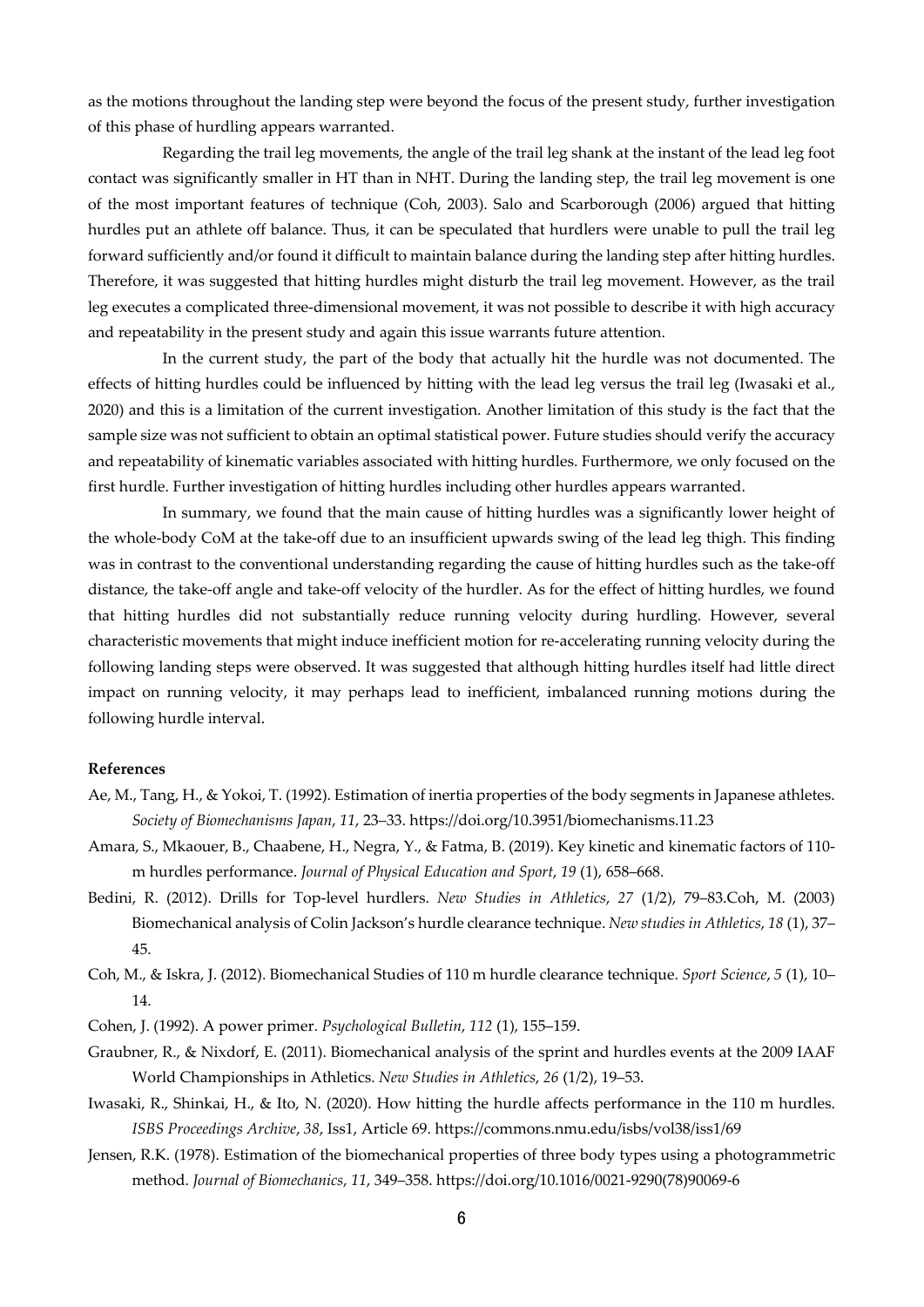as the motions throughout the landing step were beyond the focus of the present study, further investigation of this phase of hurdling appears warranted.

Regarding the trail leg movements, the angle of the trail leg shank at the instant of the lead leg foot contact was significantly smaller in HT than in NHT. During the landing step, the trail leg movement is one of the most important features of technique (Coh, 2003). Salo and Scarborough (2006) argued that hitting hurdles put an athlete off balance. Thus, it can be speculated that hurdlers were unable to pull the trail leg forward sufficiently and/or found it difficult to maintain balance during the landing step after hitting hurdles. Therefore, it was suggested that hitting hurdles might disturb the trail leg movement. However, as the trail leg executes a complicated three-dimensional movement, it was not possible to describe it with high accuracy and repeatability in the present study and again this issue warrants future attention.

In the current study, the part of the body that actually hit the hurdle was not documented. The effects of hitting hurdles could be influenced by hitting with the lead leg versus the trail leg (Iwasaki et al., 2020) and this is a limitation of the current investigation. Another limitation of this study is the fact that the sample size was not sufficient to obtain an optimal statistical power. Future studies should verify the accuracy and repeatability of kinematic variables associated with hitting hurdles. Furthermore, we only focused on the first hurdle. Further investigation of hitting hurdles including other hurdles appears warranted.

In summary, we found that the main cause of hitting hurdles was a significantly lower height of the whole-body CoM at the take-off due to an insufficient upwards swing of the lead leg thigh. This finding was in contrast to the conventional understanding regarding the cause of hitting hurdles such as the take-off distance, the take-off angle and take-off velocity of the hurdler. As for the effect of hitting hurdles, we found that hitting hurdles did not substantially reduce running velocity during hurdling. However, several characteristic movements that might induce inefficient motion for re-accelerating running velocity during the following landing steps were observed. It was suggested that although hitting hurdles itself had little direct impact on running velocity, it may perhaps lead to inefficient, imbalanced running motions during the following hurdle interval.

**References**

Ae, M., Tang, H., & Yokoi, T. (1992). Estimation of inertia properties of the body segments in Japanese athletes. *Society of Biomechanisms Japan*, *11*, 23–33. https://doi.org/10.3951/biomechanisms.11.23

Amara, S., Mkaouer, B., Chaabene, H., Negra, Y., & Fatma, B. (2019). Key kinetic and kinematic factors of 110-m hurdles performance. *Journal of Physical Education and Sport*, *19* (1), 658–668.

Bedini, R. (2012). Drills for Top-level hurdlers. *New Studies in Athletics*, *27* (1/2), 79–83.Coh, M. (2003) Biomechanical analysis of Colin Jackson's hurdle clearance technique. *New studies in Athletics*, *18* (1), 37–45.

Coh, M., & Iskra, J. (2012). Biomechanical Studies of 110 m hurdle clearance technique. *Sport Science*, *5* (1), 10–14.

Cohen, J. (1992). A power primer. *Psychological Bulletin*, *112* (1), 155–159.

Graubner, R., & Nixdorf, E. (2011). Biomechanical analysis of the sprint and hurdles events at the 2009 IAAF World Championships in Athletics. *New Studies in Athletics*, *26* (1/2), 19–53.

Iwasaki, R., Shinkai, H., & Ito, N. (2020). How hitting the hurdle affects performance in the 110 m hurdles. *ISBS Proceedings Archive*, *38*, Iss1, Article 69. https://commons.nmu.edu/isbs/vol38/iss1/69

Jensen, R.K. (1978). Estimation of the biomechanical properties of three body types using a photogrammetric method. *Journal of Biomechanics*, *11*, 349–358. https://doi.org/10.1016/0021-9290(78)90069-6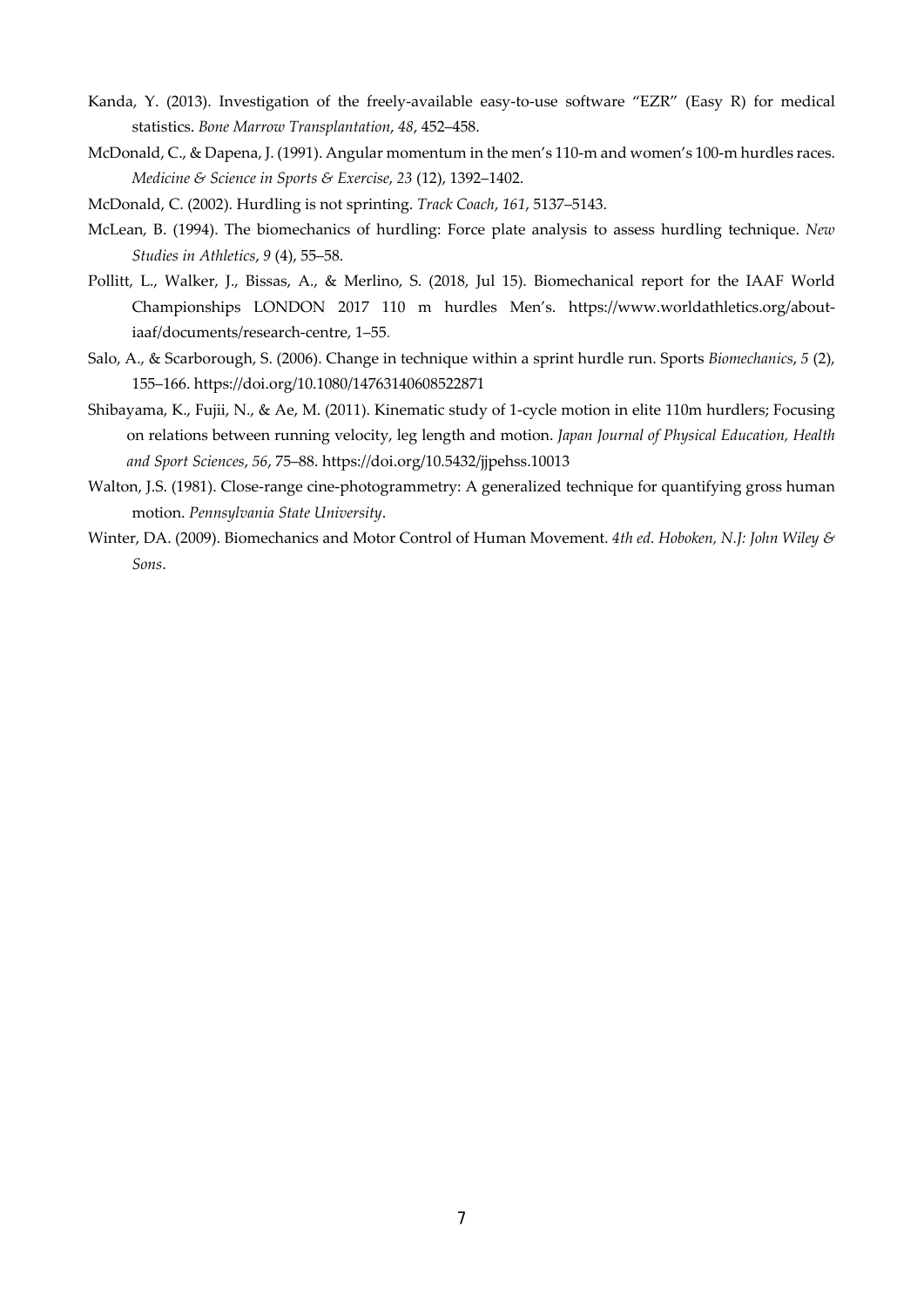Kanda, Y. (2013). Investigation of the freely-available easy-to-use software "EZR" (Easy R) for medical statistics. *Bone Marrow Transplantation*, *48*, 452–458.

McDonald, C., & Dapena, J. (1991). Angular momentum in the men's 110-m and women's 100-m hurdles races. *Medicine & Science in Sports & Exercise*, *23* (12), 1392–1402.

McDonald, C. (2002). Hurdling is not sprinting. *Track Coach*, *161*, 5137–5143.

McLean, B. (1994). The biomechanics of hurdling: Force plate analysis to assess hurdling technique. *New Studies in Athletics*, *9* (4), 55–58.

Pollitt, L., Walker, J., Bissas, A., & Merlino, S. (2018, Jul 15). Biomechanical report for the IAAF World Championships LONDON 2017 110 m hurdles Men's. https://www.worldathletics.org/about-iaaf/documents/research-centre, 1–55.

Salo, A., & Scarborough, S. (2006). Change in technique within a sprint hurdle run. Sports *Biomechanics*, *5* (2), 155–166. https://doi.org/10.1080/14763140608522871

Shibayama, K., Fujii, N., & Ae, M. (2011). Kinematic study of 1-cycle motion in elite 110m hurdlers; Focusing on relations between running velocity, leg length and motion. *Japan Journal of Physical Education, Health and Sport Sciences*, *56*, 75–88. https://doi.org/10.5432/jjpehss.10013

Walton, J.S. (1981). Close-range cine-photogrammetry: A generalized technique for quantifying gross human motion. *Pennsylvania State University*.

Winter, DA. (2009). Biomechanics and Motor Control of Human Movement. *4th ed. Hoboken, N.J: John Wiley & Sons*.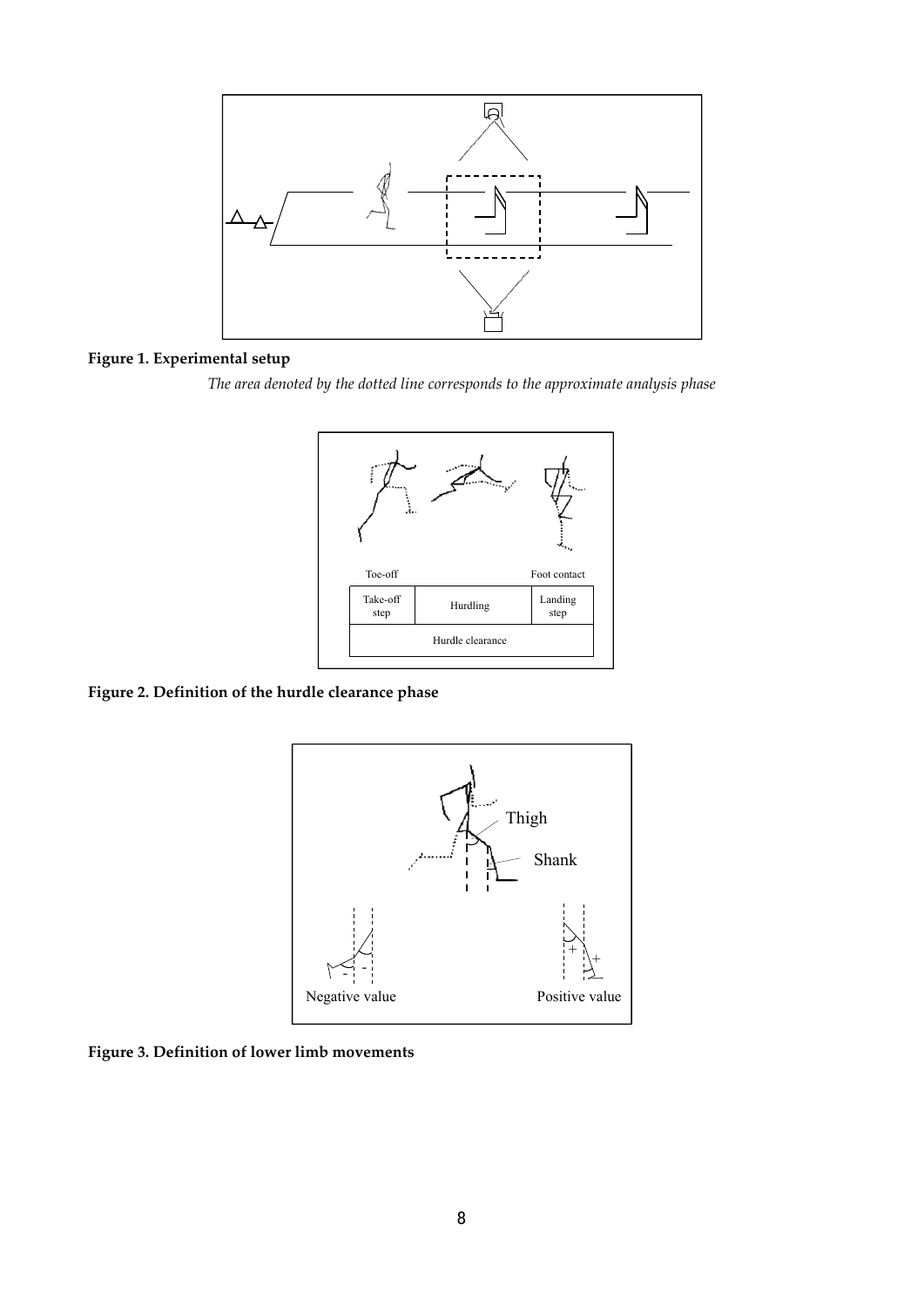**Figure 1. Experimental setup**

*The area denoted by the dotted line corresponds to the approximate analysis phase*

**Figure 2. Definition of the hurdle clearance phase**

**Figure 3. Definition of lower limb movements**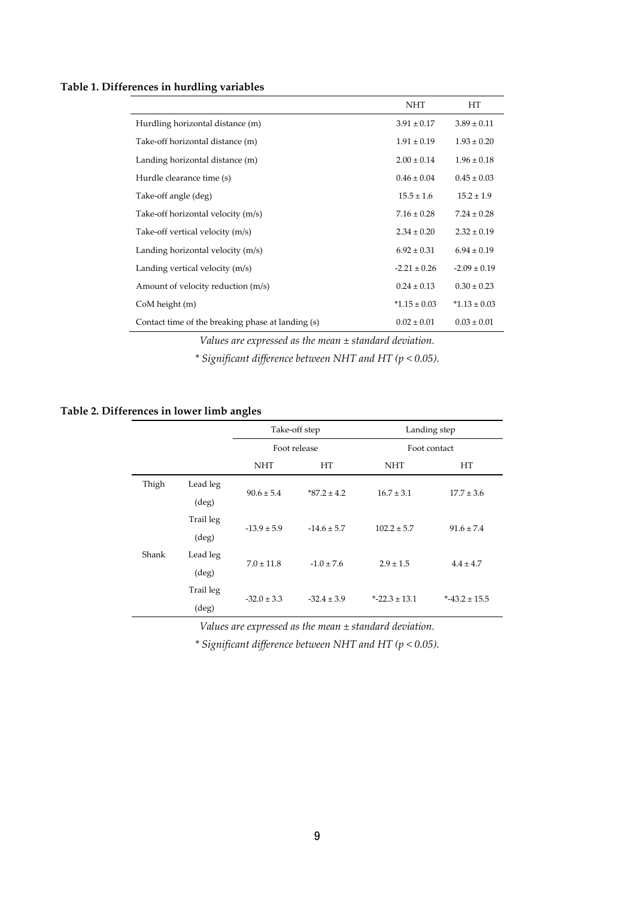**Table 1. Differences in hurdling variables**

| | NHT | HT |
|---|---|---|
| Hurdling horizontal distance (m) | 3.91 ± 0.17 | 3.89 ± 0.11 |
| Take-off horizontal distance (m) | 1.91 ± 0.19 | 1.93 ± 0.20 |
| Landing horizontal distance (m) | 2.00 ± 0.14 | 1.96 ± 0.18 |
| Hurdle clearance time (s) | 0.46 ± 0.04 | 0.45 ± 0.03 |
| Take-off angle (deg) | 15.5 ± 1.6 | 15.2 ± 1.9 |
| Take-off horizontal velocity (m/s) | 7.16 ± 0.28 | 7.24 ± 0.28 |
| Take-off vertical velocity (m/s) | 2.34 ± 0.20 | 2.32 ± 0.19 |
| Landing horizontal velocity (m/s) | 6.92 ± 0.31 | 6.94 ± 0.19 |
| Landing vertical velocity (m/s) | -2.21 ± 0.26 | -2.09 ± 0.19 |
| Amount of velocity reduction (m/s) | 0.24 ± 0.13 | 0.30 ± 0.23 |
| CoM height (m) | *1.15 ± 0.03 | *1.13 ± 0.03 |
| Contact time of the breaking phase at landing (s) | 0.02 ± 0.01 | 0.03 ± 0.01 |

*Values are expressed as the mean ± standard deviation.*

*\* Significant difference between NHT and HT ($p < 0.05$).*

**Table 2. Differences in lower limb angles**

| | | Take-off step | | Landing step | |
|---|---|---|---|---|---|
| | | Foot release | | Foot contact | |
| | | NHT | HT | NHT | HT |
| Thigh | Lead leg (deg) | 90.6 ± 5.4 | *87.2 ± 4.2 | 16.7 ± 3.1 | 17.7 ± 3.6 |
| | Trail leg (deg) | -13.9 ± 5.9 | -14.6 ± 5.7 | 102.2 ± 5.7 | 91.6 ± 7.4 |
| Shank | Lead leg (deg) | 7.0 ± 11.8 | -1.0 ± 7.6 | 2.9 ± 1.5 | 4.4 ± 4.7 |
| | Trail leg (deg) | -32.0 ± 3.3 | -32.4 ± 3.9 | *-22.3 ± 13.1 | *-43.2 ± 15.5 |

*Values are expressed as the mean ± standard deviation.*

*\* Significant difference between NHT and HT ($p < 0.05$).*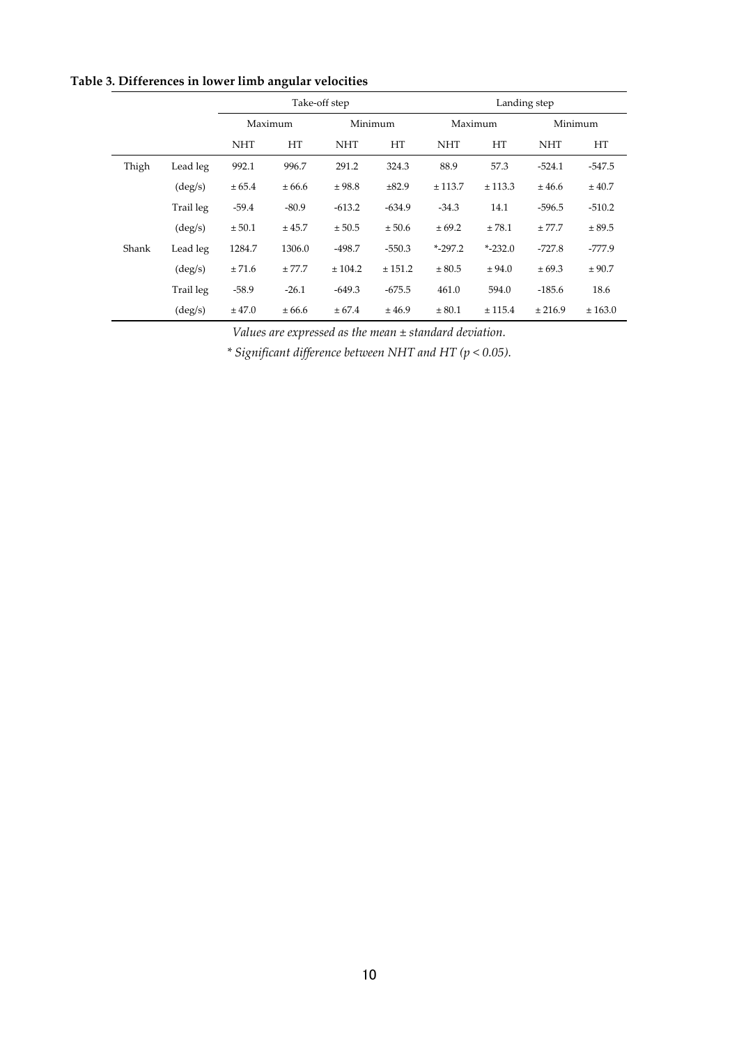**Table 3. Differences in lower limb angular velocities**

| | | Take-off step | | | | Landing step | | | |
|---|---|---|---|---|---|---|---|---|---|
| | | Maximum | | Minimum | | Maximum | | Minimum | |
| | | NHT | HT | NHT | HT | NHT | HT | NHT | HT |
| Thigh | Lead leg | 992.1 | 996.7 | 291.2 | 324.3 | 88.9 | 57.3 | -524.1 | -547.5 |
| | (deg/s) | ± 65.4 | ± 66.6 | ± 98.8 | ±82.9 | ± 113.7 | ± 113.3 | ± 46.6 | ± 40.7 |
| | Trail leg | -59.4 | -80.9 | -613.2 | -634.9 | -34.3 | 14.1 | -596.5 | -510.2 |
| | (deg/s) | ± 50.1 | ± 45.7 | ± 50.5 | ± 50.6 | ± 69.2 | ± 78.1 | ± 77.7 | ± 89.5 |
| Shank | Lead leg | 1284.7 | 1306.0 | -498.7 | -550.3 | *-297.2 | *-232.0 | -727.8 | -777.9 |
| | (deg/s) | ± 71.6 | ± 77.7 | ± 104.2 | ± 151.2 | ± 80.5 | ± 94.0 | ± 69.3 | ± 90.7 |
| | Trail leg | -58.9 | -26.1 | -649.3 | -675.5 | 461.0 | 594.0 | -185.6 | 18.6 |
| | (deg/s) | ± 47.0 | ± 66.6 | ± 67.4 | ± 46.9 | ± 80.1 | ± 115.4 | ± 216.9 | ± 163.0 |

*Values are expressed as the mean ± standard deviation.*

*\* Significant difference between NHT and HT ($p < 0.05$).*